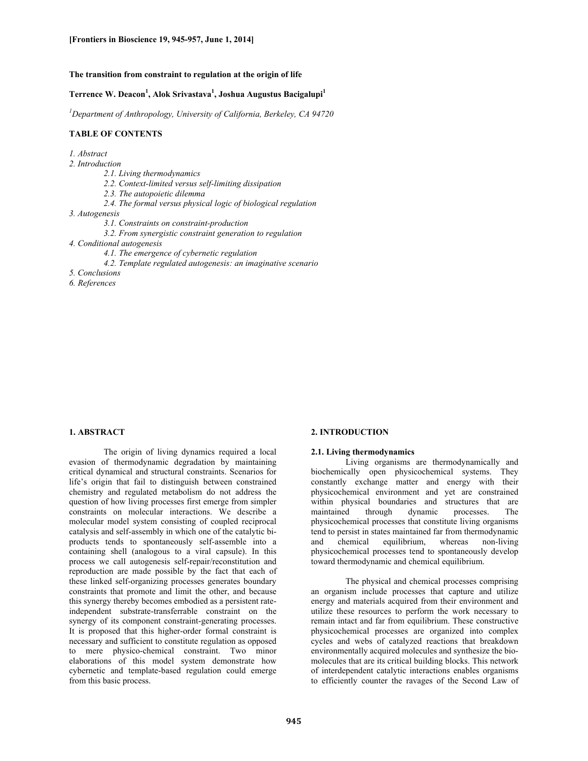# The transition from constraint to regulation at the origin of life

**Terrence W. Deacon[1], Alok Srivastava[1], Joshua Augustus Bacigalupi[1]**

[1]*Department of Anthropology, University of California, Berkeley, CA 94720*

## TABLE OF CONTENTS

*1. Abstract*
*2. Introduction*
*2.1. Living thermodynamics*
*2.2. Context-limited versus self-limiting dissipation*
*2.3. The autopoietic dilemma*
*2.4. The formal versus physical logic of biological regulation*
*3. Autogenesis*
*3.1. Constraints on constraint-production*
*3.2. From synergistic constraint generation to regulation*
*4. Conditional autogenesis*
*4.1. The emergence of cybernetic regulation*
*4.2. Template regulated autogenesis: an imaginative scenario*
*5. Conclusions*
*6. References*

## 1. ABSTRACT

The origin of living dynamics required a local evasion of thermodynamic degradation by maintaining critical dynamical and structural constraints. Scenarios for life's origin that fail to distinguish between constrained chemistry and regulated metabolism do not address the question of how living processes first emerge from simpler constraints on molecular interactions. We describe a molecular model system consisting of coupled reciprocal catalysis and self-assembly in which one of the catalytic bi-products tends to spontaneously self-assemble into a containing shell (analogous to a viral capsule). In this process we call autogenesis self-repair/reconstitution and reproduction are made possible by the fact that each of these linked self-organizing processes generates boundary constraints that promote and limit the other, and because this synergy thereby becomes embodied as a persistent rate-independent substrate-transferrable constraint on the synergy of its component constraint-generating processes. It is proposed that this higher-order formal constraint is necessary and sufficient to constitute regulation as opposed to mere physico-chemical constraint. Two minor elaborations of this model system demonstrate how cybernetic and template-based regulation could emerge from this basic process.

## 2. INTRODUCTION

### 2.1. Living thermodynamics

Living organisms are thermodynamically and biochemically open physicochemical systems. They constantly exchange matter and energy with their physicochemical environment and yet are constrained within physical boundaries and structures that are maintained through dynamic processes. The physicochemical processes that constitute living organisms tend to persist in states maintained far from thermodynamic and chemical equilibrium, whereas non-living physicochemical processes tend to spontaneously develop toward thermodynamic and chemical equilibrium.

The physical and chemical processes comprising an organism include processes that capture and utilize energy and materials acquired from their environment and utilize these resources to perform the work necessary to remain intact and far from equilibrium. These constructive physicochemical processes are organized into complex cycles and webs of catalyzed reactions that breakdown environmentally acquired molecules and synthesize the bio-molecules that are its critical building blocks. This network of interdependent catalytic interactions enables organisms to efficiently counter the ravages of the Second Law of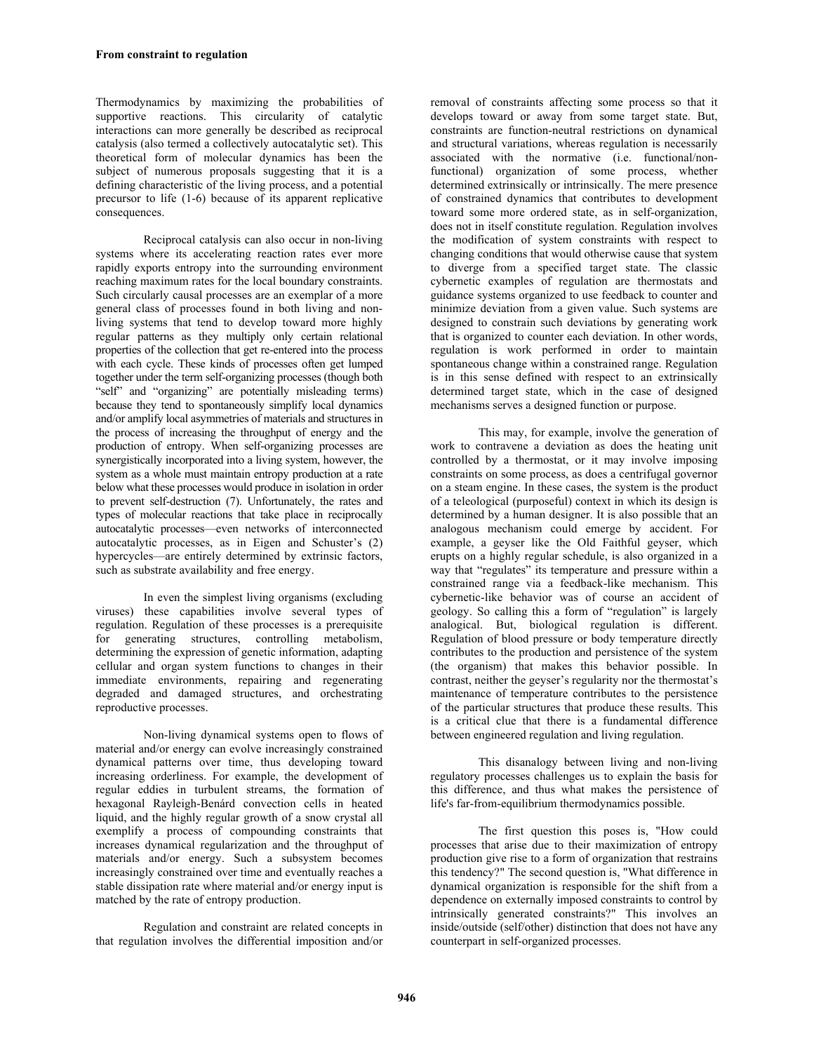Thermodynamics by maximizing the probabilities of supportive reactions. This circularity of catalytic interactions can more generally be described as reciprocal catalysis (also termed a collectively autocatalytic set). This theoretical form of molecular dynamics has been the subject of numerous proposals suggesting that it is a defining characteristic of the living process, and a potential precursor to life (1-6) because of its apparent replicative consequences.

Reciprocal catalysis can also occur in non-living systems where its accelerating reaction rates ever more rapidly exports entropy into the surrounding environment reaching maximum rates for the local boundary constraints. Such circularly causal processes are an exemplar of a more general class of processes found in both living and non-living systems that tend to develop toward more highly regular patterns as they multiply only certain relational properties of the collection that get re-entered into the process with each cycle. These kinds of processes often get lumped together under the term self-organizing processes (though both "self" and "organizing" are potentially misleading terms) because they tend to spontaneously simplify local dynamics and/or amplify local asymmetries of materials and structures in the process of increasing the throughput of energy and the production of entropy. When self-organizing processes are synergistically incorporated into a living system, however, the system as a whole must maintain entropy production at a rate below what these processes would produce in isolation in order to prevent self-destruction (7). Unfortunately, the rates and types of molecular reactions that take place in reciprocally autocatalytic processes—even networks of interconnected autocatalytic processes, as in Eigen and Schuster's (2) hypercycles—are entirely determined by extrinsic factors, such as substrate availability and free energy.

In even the simplest living organisms (excluding viruses) these capabilities involve several types of regulation. Regulation of these processes is a prerequisite for generating structures, controlling metabolism, determining the expression of genetic information, adapting cellular and organ system functions to changes in their immediate environments, repairing and regenerating degraded and damaged structures, and orchestrating reproductive processes.

Non-living dynamical systems open to flows of material and/or energy can evolve increasingly constrained dynamical patterns over time, thus developing toward increasing orderliness. For example, the development of regular eddies in turbulent streams, the formation of hexagonal Rayleigh-Benárd convection cells in heated liquid, and the highly regular growth of a snow crystal all exemplify a process of compounding constraints that increases dynamical regularization and the throughput of materials and/or energy. Such a subsystem becomes increasingly constrained over time and eventually reaches a stable dissipation rate where material and/or energy input is matched by the rate of entropy production.

Regulation and constraint are related concepts in that regulation involves the differential imposition and/or removal of constraints affecting some process so that it develops toward or away from some target state. But, constraints are function-neutral restrictions on dynamical and structural variations, whereas regulation is necessarily associated with the normative (i.e. functional/non-functional) organization of some process, whether determined extrinsically or intrinsically. The mere presence of constrained dynamics that contributes to development toward some more ordered state, as in self-organization, does not in itself constitute regulation. Regulation involves the modification of system constraints with respect to changing conditions that would otherwise cause that system to diverge from a specified target state. The classic cybernetic examples of regulation are thermostats and guidance systems organized to use feedback to counter and minimize deviation from a given value. Such systems are designed to constrain such deviations by generating work that is organized to counter each deviation. In other words, regulation is work performed in order to maintain spontaneous change within a constrained range. Regulation is in this sense defined with respect to an extrinsically determined target state, which in the case of designed mechanisms serves a designed function or purpose.

This may, for example, involve the generation of work to contravene a deviation as does the heating unit controlled by a thermostat, or it may involve imposing constraints on some process, as does a centrifugal governor on a steam engine. In these cases, the system is the product of a teleological (purposeful) context in which its design is determined by a human designer. It is also possible that an analogous mechanism could emerge by accident. For example, a geyser like the Old Faithful geyser, which erupts on a highly regular schedule, is also organized in a way that "regulates" its temperature and pressure within a constrained range via a feedback-like mechanism. This cybernetic-like behavior was of course an accident of geology. So calling this a form of "regulation" is largely analogical. But, biological regulation is different. Regulation of blood pressure or body temperature directly contributes to the production and persistence of the system (the organism) that makes this behavior possible. In contrast, neither the geyser's regularity nor the thermostat's maintenance of temperature contributes to the persistence of the particular structures that produce these results. This is a critical clue that there is a fundamental difference between engineered regulation and living regulation.

This disanalogy between living and non-living regulatory processes challenges us to explain the basis for this difference, and thus what makes the persistence of life's far-from-equilibrium thermodynamics possible.

The first question this poses is, "How could processes that arise due to their maximization of entropy production give rise to a form of organization that restrains this tendency?" The second question is, "What difference in dynamical organization is responsible for the shift from a dependence on externally imposed constraints to control by intrinsically generated constraints?" This involves an inside/outside (self/other) distinction that does not have any counterpart in self-organized processes.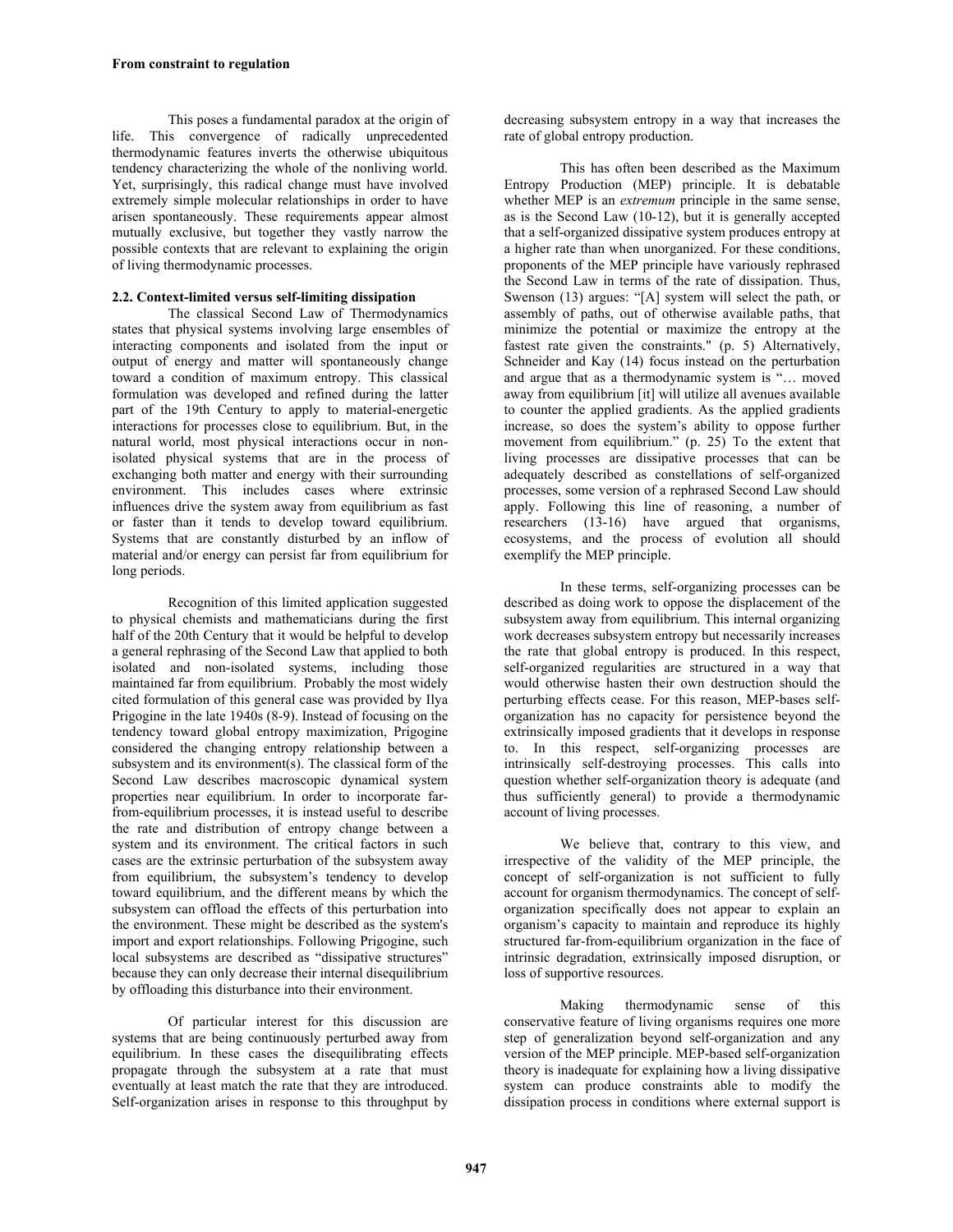This poses a fundamental paradox at the origin of life. This convergence of radically unprecedented thermodynamic features inverts the otherwise ubiquitous tendency characterizing the whole of the nonliving world. Yet, surprisingly, this radical change must have involved extremely simple molecular relationships in order to have arisen spontaneously. These requirements appear almost mutually exclusive, but together they vastly narrow the possible contexts that are relevant to explaining the origin of living thermodynamic processes.

### 2.2. Context-limited versus self-limiting dissipation

The classical Second Law of Thermodynamics states that physical systems involving large ensembles of interacting components and isolated from the input or output of energy and matter will spontaneously change toward a condition of maximum entropy. This classical formulation was developed and refined during the latter part of the 19th Century to apply to material-energetic interactions for processes close to equilibrium. But, in the natural world, most physical interactions occur in non-isolated physical systems that are in the process of exchanging both matter and energy with their surrounding environment. This includes cases where extrinsic influences drive the system away from equilibrium as fast or faster than it tends to develop toward equilibrium. Systems that are constantly disturbed by an inflow of material and/or energy can persist far from equilibrium for long periods.

Recognition of this limited application suggested to physical chemists and mathematicians during the first half of the 20th Century that it would be helpful to develop a general rephrasing of the Second Law that applied to both isolated and non-isolated systems, including those maintained far from equilibrium. Probably the most widely cited formulation of this general case was provided by Ilya Prigogine in the late 1940s (8-9). Instead of focusing on the tendency toward global entropy maximization, Prigogine considered the changing entropy relationship between a subsystem and its environment(s). The classical form of the Second Law describes macroscopic dynamical system properties near equilibrium. In order to incorporate far-from-equilibrium processes, it is instead useful to describe the rate and distribution of entropy change between a system and its environment. The critical factors in such cases are the extrinsic perturbation of the subsystem away from equilibrium, the subsystem's tendency to develop toward equilibrium, and the different means by which the subsystem can offload the effects of this perturbation into the environment. These might be described as the system's import and export relationships. Following Prigogine, such local subsystems are described as "dissipative structures" because they can only decrease their internal disequilibrium by offloading this disturbance into their environment.

Of particular interest for this discussion are systems that are being continuously perturbed away from equilibrium. In these cases the disequilibrating effects propagate through the subsystem at a rate that must eventually at least match the rate that they are introduced. Self-organization arises in response to this throughput by decreasing subsystem entropy in a way that increases the rate of global entropy production.

This has often been described as the Maximum Entropy Production (MEP) principle. It is debatable whether MEP is an *extremum* principle in the same sense, as is the Second Law (10-12), but it is generally accepted that a self-organized dissipative system produces entropy at a higher rate than when unorganized. For these conditions, proponents of the MEP principle have variously rephrased the Second Law in terms of the rate of dissipation. Thus, Swenson (13) argues: "[A] system will select the path, or assembly of paths, out of otherwise available paths, that minimize the potential or maximize the entropy at the fastest rate given the constraints." (p. 5) Alternatively, Schneider and Kay (14) focus instead on the perturbation and argue that as a thermodynamic system is "… moved away from equilibrium [it] will utilize all avenues available to counter the applied gradients. As the applied gradients increase, so does the system's ability to oppose further movement from equilibrium." (p. 25) To the extent that living processes are dissipative processes that can be adequately described as constellations of self-organized processes, some version of a rephrased Second Law should apply. Following this line of reasoning, a number of researchers (13-16) have argued that organisms, ecosystems, and the process of evolution all should exemplify the MEP principle.

In these terms, self-organizing processes can be described as doing work to oppose the displacement of the subsystem away from equilibrium. This internal organizing work decreases subsystem entropy but necessarily increases the rate that global entropy is produced. In this respect, self-organized regularities are structured in a way that would otherwise hasten their own destruction should the perturbing effects cease. For this reason, MEP-bases self-organization has no capacity for persistence beyond the extrinsically imposed gradients that it develops in response to. In this respect, self-organizing processes are intrinsically self-destroying processes. This calls into question whether self-organization theory is adequate (and thus sufficiently general) to provide a thermodynamic account of living processes.

We believe that, contrary to this view, and irrespective of the validity of the MEP principle, the concept of self-organization is not sufficient to fully account for organism thermodynamics. The concept of self-organization specifically does not appear to explain an organism's capacity to maintain and reproduce its highly structured far-from-equilibrium organization in the face of intrinsic degradation, extrinsically imposed disruption, or loss of supportive resources.

Making thermodynamic sense of this conservative feature of living organisms requires one more step of generalization beyond self-organization and any version of the MEP principle. MEP-based self-organization theory is inadequate for explaining how a living dissipative system can produce constraints able to modify the dissipation process in conditions where external support is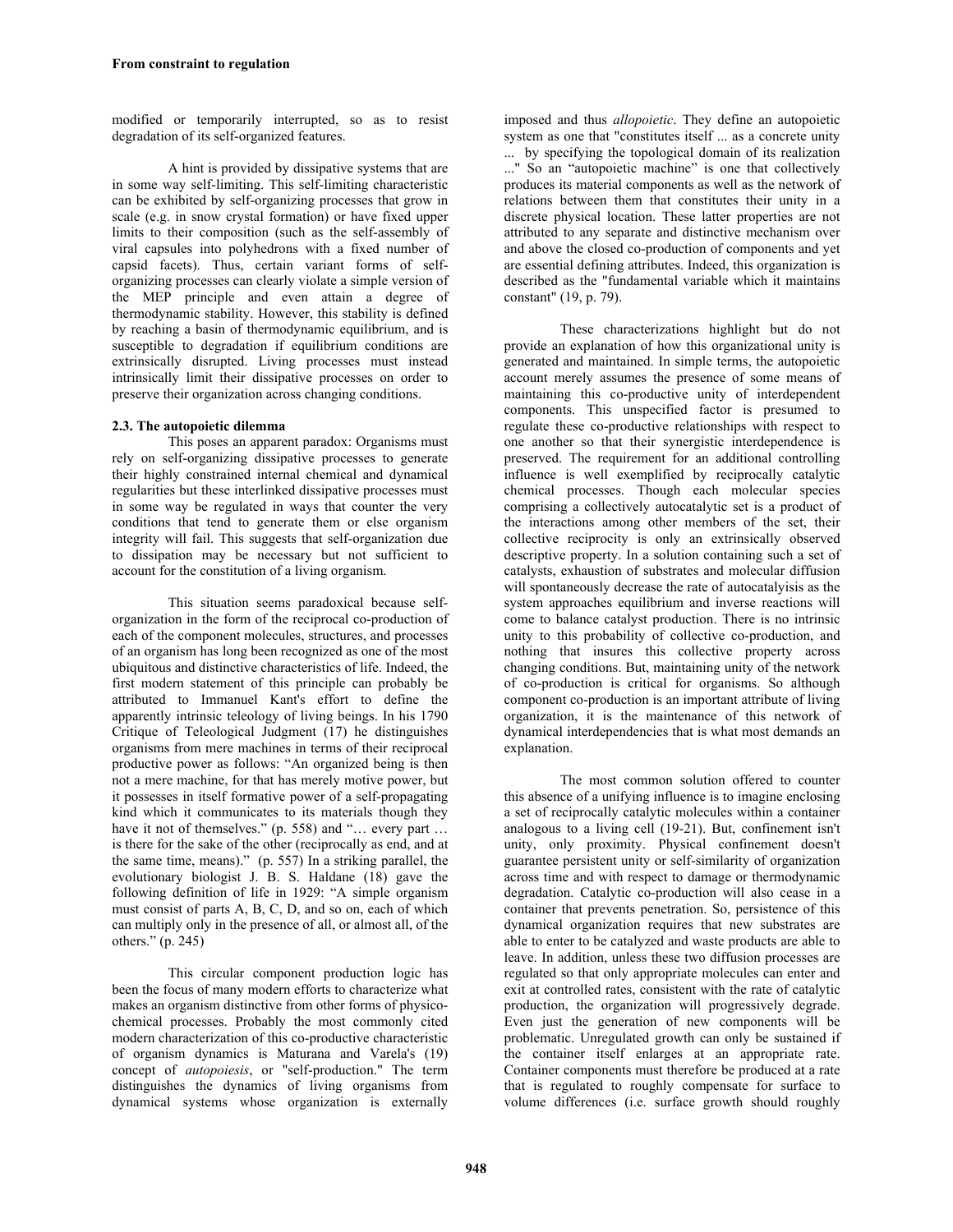modified or temporarily interrupted, so as to resist degradation of its self-organized features.

A hint is provided by dissipative systems that are in some way self-limiting. This self-limiting characteristic can be exhibited by self-organizing processes that grow in scale (e.g. in snow crystal formation) or have fixed upper limits to their composition (such as the self-assembly of viral capsules into polyhedrons with a fixed number of capsid facets). Thus, certain variant forms of self-organizing processes can clearly violate a simple version of the MEP principle and even attain a degree of thermodynamic stability. However, this stability is defined by reaching a basin of thermodynamic equilibrium, and is susceptible to degradation if equilibrium conditions are extrinsically disrupted. Living processes must instead intrinsically limit their dissipative processes on order to preserve their organization across changing conditions.

### 2.3. The autopoietic dilemma

This poses an apparent paradox: Organisms must rely on self-organizing dissipative processes to generate their highly constrained internal chemical and dynamical regularities but these interlinked dissipative processes must in some way be regulated in ways that counter the very conditions that tend to generate them or else organism integrity will fail. This suggests that self-organization due to dissipation may be necessary but not sufficient to account for the constitution of a living organism.

This situation seems paradoxical because self-organization in the form of the reciprocal co-production of each of the component molecules, structures, and processes of an organism has long been recognized as one of the most ubiquitous and distinctive characteristics of life. Indeed, the first modern statement of this principle can probably be attributed to Immanuel Kant's effort to define the apparently intrinsic teleology of living beings. In his 1790 Critique of Teleological Judgment (17) he distinguishes organisms from mere machines in terms of their reciprocal productive power as follows: "An organized being is then not a mere machine, for that has merely motive power, but it possesses in itself formative power of a self-propagating kind which it communicates to its materials though they have it not of themselves." (p. 558) and "… every part … is there for the sake of the other (reciprocally as end, and at the same time, means)." (p. 557) In a striking parallel, the evolutionary biologist J. B. S. Haldane (18) gave the following definition of life in 1929: "A simple organism must consist of parts A, B, C, D, and so on, each of which can multiply only in the presence of all, or almost all, of the others." (p. 245)

This circular component production logic has been the focus of many modern efforts to characterize what makes an organism distinctive from other forms of physico-chemical processes. Probably the most commonly cited modern characterization of this co-productive characteristic of organism dynamics is Maturana and Varela's (19) concept of *autopoiesis*, or "self-production." The term distinguishes the dynamics of living organisms from dynamical systems whose organization is externally imposed and thus *allopoietic*. They define an autopoietic system as one that "constitutes itself ... as a concrete unity ... by specifying the topological domain of its realization ..." So an "autopoietic machine" is one that collectively produces its material components as well as the network of relations between them that constitutes their unity in a discrete physical location. These latter properties are not attributed to any separate and distinctive mechanism over and above the closed co-production of components and yet are essential defining attributes. Indeed, this organization is described as the "fundamental variable which it maintains constant" (19, p. 79).

These characterizations highlight but do not provide an explanation of how this organizational unity is generated and maintained. In simple terms, the autopoietic account merely assumes the presence of some means of maintaining this co-productive unity of interdependent components. This unspecified factor is presumed to regulate these co-productive relationships with respect to one another so that their synergistic interdependence is preserved. The requirement for an additional controlling influence is well exemplified by reciprocally catalytic chemical processes. Though each molecular species comprising a collectively autocatalytic set is a product of the interactions among other members of the set, their collective reciprocity is only an extrinsically observed descriptive property. In a solution containing such a set of catalysts, exhaustion of substrates and molecular diffusion will spontaneously decrease the rate of autocatalyisis as the system approaches equilibrium and inverse reactions will come to balance catalyst production. There is no intrinsic unity to this probability of collective co-production, and nothing that insures this collective property across changing conditions. But, maintaining unity of the network of co-production is critical for organisms. So although component co-production is an important attribute of living organization, it is the maintenance of this network of dynamical interdependencies that is what most demands an explanation.

The most common solution offered to counter this absence of a unifying influence is to imagine enclosing a set of reciprocally catalytic molecules within a container analogous to a living cell (19-21). But, confinement isn't unity, only proximity. Physical confinement doesn't guarantee persistent unity or self-similarity of organization across time and with respect to damage or thermodynamic degradation. Catalytic co-production will also cease in a container that prevents penetration. So, persistence of this dynamical organization requires that new substrates are able to enter to be catalyzed and waste products are able to leave. In addition, unless these two diffusion processes are regulated so that only appropriate molecules can enter and exit at controlled rates, consistent with the rate of catalytic production, the organization will progressively degrade. Even just the generation of new components will be problematic. Unregulated growth can only be sustained if the container itself enlarges at an appropriate rate. Container components must therefore be produced at a rate that is regulated to roughly compensate for surface to volume differences (i.e. surface growth should roughly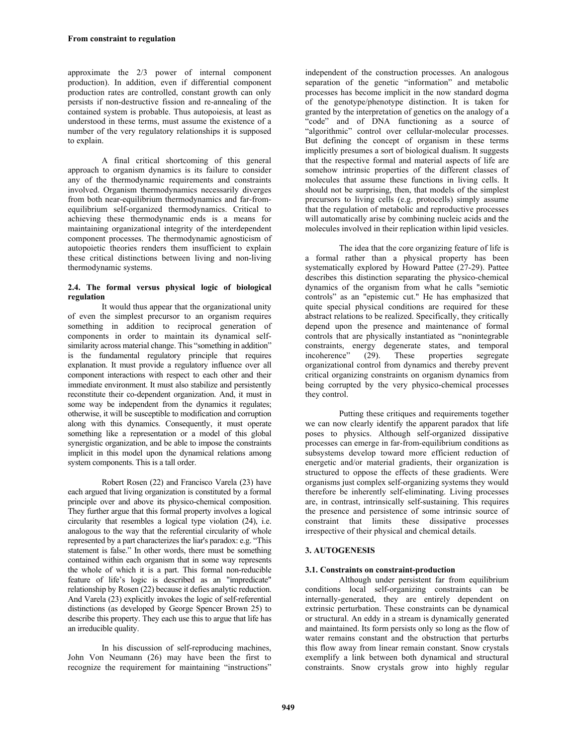approximate the 2/3 power of internal component production). In addition, even if differential component production rates are controlled, constant growth can only persists if non-destructive fission and re-annealing of the contained system is probable. Thus autopoiesis, at least as understood in these terms, must assume the existence of a number of the very regulatory relationships it is supposed to explain.

A final critical shortcoming of this general approach to organism dynamics is its failure to consider any of the thermodynamic requirements and constraints involved. Organism thermodynamics necessarily diverges from both near-equilibrium thermodynamics and far-from-equilibrium self-organized thermodynamics. Critical to achieving these thermodynamic ends is a means for maintaining organizational integrity of the interdependent component processes. The thermodynamic agnosticism of autopoietic theories renders them insufficient to explain these critical distinctions between living and non-living thermodynamic systems.

### 2.4. The formal versus physical logic of biological regulation

It would thus appear that the organizational unity of even the simplest precursor to an organism requires something in addition to reciprocal generation of components in order to maintain its dynamical self-similarity across material change. This "something in addition" is the fundamental regulatory principle that requires explanation. It must provide a regulatory influence over all component interactions with respect to each other and their immediate environment. It must also stabilize and persistently reconstitute their co-dependent organization. And, it must in some way be independent from the dynamics it regulates; otherwise, it will be susceptible to modification and corruption along with this dynamics. Consequently, it must operate something like a representation or a model of this global synergistic organization, and be able to impose the constraints implicit in this model upon the dynamical relations among system components. This is a tall order.

Robert Rosen (22) and Francisco Varela (23) have each argued that living organization is constituted by a formal principle over and above its physico-chemical composition. They further argue that this formal property involves a logical circularity that resembles a logical type violation (24), i.e. analogous to the way that the referential circularity of whole represented by a part characterizes the liar's paradox: e.g. "This statement is false." In other words, there must be something contained within each organism that in some way represents the whole of which it is a part. This formal non-reducible feature of life's logic is described as an "impredicate" relationship by Rosen (22) because it defies analytic reduction. And Varela (23) explicitly invokes the logic of self-referential distinctions (as developed by George Spencer Brown 25) to describe this property. They each use this to argue that life has an irreducible quality.

In his discussion of self-reproducing machines, John Von Neumann (26) may have been the first to recognize the requirement for maintaining "instructions" independent of the construction processes. An analogous separation of the genetic "information" and metabolic processes has become implicit in the now standard dogma of the genotype/phenotype distinction. It is taken for granted by the interpretation of genetics on the analogy of a "code" and of DNA functioning as a source of "algorithmic" control over cellular-molecular processes. But defining the concept of organism in these terms implicitly presumes a sort of biological dualism. It suggests that the respective formal and material aspects of life are somehow intrinsic properties of the different classes of molecules that assume these functions in living cells. It should not be surprising, then, that models of the simplest precursors to living cells (e.g. protocells) simply assume that the regulation of metabolic and reproductive processes will automatically arise by combining nucleic acids and the molecules involved in their replication within lipid vesicles.

The idea that the core organizing feature of life is a formal rather than a physical property has been systematically explored by Howard Pattee (27-29). Pattee describes this distinction separating the physico-chemical dynamics of the organism from what he calls "semiotic controls" as an "epistemic cut." He has emphasized that quite special physical conditions are required for these abstract relations to be realized. Specifically, they critically depend upon the presence and maintenance of formal controls that are physically instantiated as "nonintegrable constraints, energy degenerate states, and temporal incoherence" (29). These properties segregate organizational control from dynamics and thereby prevent critical organizing constraints on organism dynamics from being corrupted by the very physico-chemical processes they control.

Putting these critiques and requirements together we can now clearly identify the apparent paradox that life poses to physics. Although self-organized dissipative processes can emerge in far-from-equilibrium conditions as subsystems develop toward more efficient reduction of energetic and/or material gradients, their organization is structured to oppose the effects of these gradients. Were organisms just complex self-organizing systems they would therefore be inherently self-eliminating. Living processes are, in contrast, intrinsically self-sustaining. This requires the presence and persistence of some intrinsic source of constraint that limits these dissipative processes irrespective of their physical and chemical details.

## 3. AUTOGENESIS

### 3.1. Constraints on constraint-production

Although under persistent far from equilibrium conditions local self-organizing constraints can be internally-generated, they are entirely dependent on extrinsic perturbation. These constraints can be dynamical or structural. An eddy in a stream is dynamically generated and maintained. Its form persists only so long as the flow of water remains constant and the obstruction that perturbs this flow away from linear remain constant. Snow crystals exemplify a link between both dynamical and structural constraints. Snow crystals grow into highly regular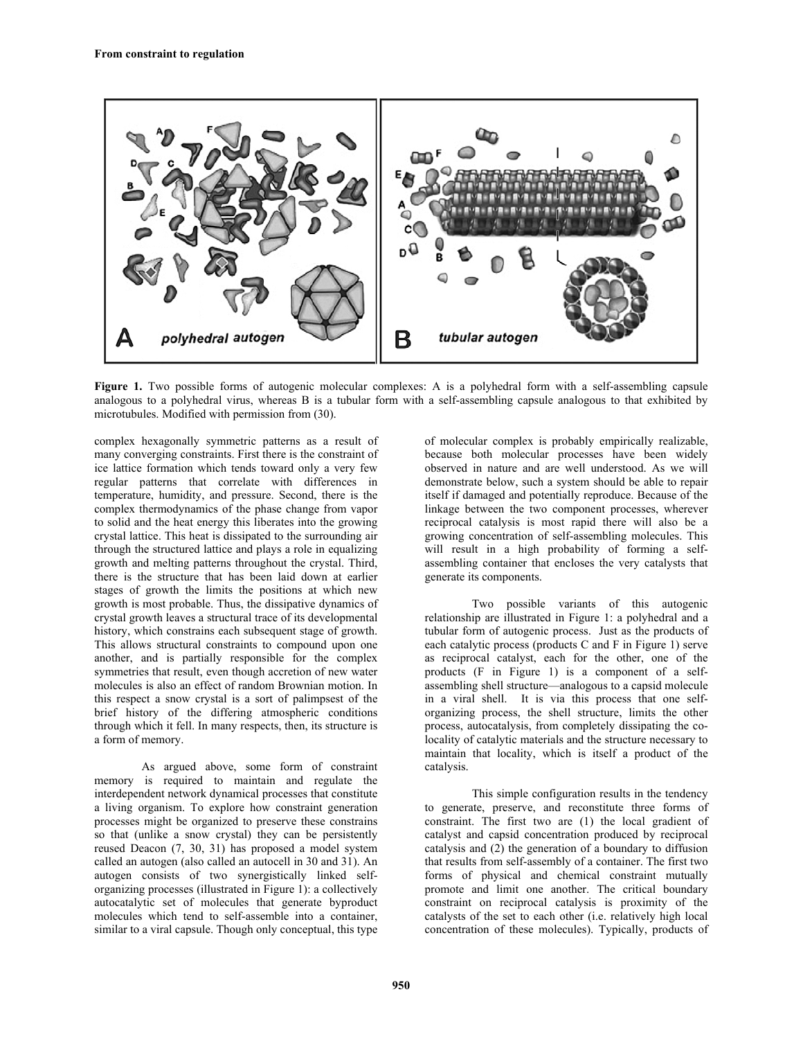**Figure 1.** Two possible forms of autogenic molecular complexes: A is a polyhedral form with a self-assembling capsule analogous to a polyhedral virus, whereas B is a tubular form with a self-assembling capsule analogous to that exhibited by microtubules. Modified with permission from (30).

complex hexagonally symmetric patterns as a result of many converging constraints. First there is the constraint of ice lattice formation which tends toward only a very few regular patterns that correlate with differences in temperature, humidity, and pressure. Second, there is the complex thermodynamics of the phase change from vapor to solid and the heat energy this liberates into the growing crystal lattice. This heat is dissipated to the surrounding air through the structured lattice and plays a role in equalizing growth and melting patterns throughout the crystal. Third, there is the structure that has been laid down at earlier stages of growth the limits the positions at which new growth is most probable. Thus, the dissipative dynamics of crystal growth leaves a structural trace of its developmental history, which constrains each subsequent stage of growth. This allows structural constraints to compound upon one another, and is partially responsible for the complex symmetries that result, even though accretion of new water molecules is also an effect of random Brownian motion. In this respect a snow crystal is a sort of palimpsest of the brief history of the differing atmospheric conditions through which it fell. In many respects, then, its structure is a form of memory.

As argued above, some form of constraint memory is required to maintain and regulate the interdependent network dynamical processes that constitute a living organism. To explore how constraint generation processes might be organized to preserve these constrains so that (unlike a snow crystal) they can be persistently reused Deacon (7, 30, 31) has proposed a model system called an autogen (also called an autocell in 30 and 31). An autogen consists of two synergistically linked self-organizing processes (illustrated in Figure 1): a collectively autocatalytic set of molecules that generate byproduct molecules which tend to self-assemble into a container, similar to a viral capsule. Though only conceptual, this type of molecular complex is probably empirically realizable, because both molecular processes have been widely observed in nature and are well understood. As we will demonstrate below, such a system should be able to repair itself if damaged and potentially reproduce. Because of the linkage between the two component processes, wherever reciprocal catalysis is most rapid there will also be a growing concentration of self-assembling molecules. This will result in a high probability of forming a self-assembling container that encloses the very catalysts that generate its components.

Two possible variants of this autogenic relationship are illustrated in Figure 1: a polyhedral and a tubular form of autogenic process. Just as the products of each catalytic process (products C and F in Figure 1) serve as reciprocal catalyst, each for the other, one of the products (F in Figure 1) is a component of a self-assembling shell structure—analogous to a capsid molecule in a viral shell. It is via this process that one self-organizing process, the shell structure, limits the other process, autocatalysis, from completely dissipating the co-locality of catalytic materials and the structure necessary to maintain that locality, which is itself a product of the catalysis.

This simple configuration results in the tendency to generate, preserve, and reconstitute three forms of constraint. The first two are (1) the local gradient of catalyst and capsid concentration produced by reciprocal catalysis and (2) the generation of a boundary to diffusion that results from self-assembly of a container. The first two forms of physical and chemical constraint mutually promote and limit one another. The critical boundary constraint on reciprocal catalysis is proximity of the catalysts of the set to each other (i.e. relatively high local concentration of these molecules). Typically, products of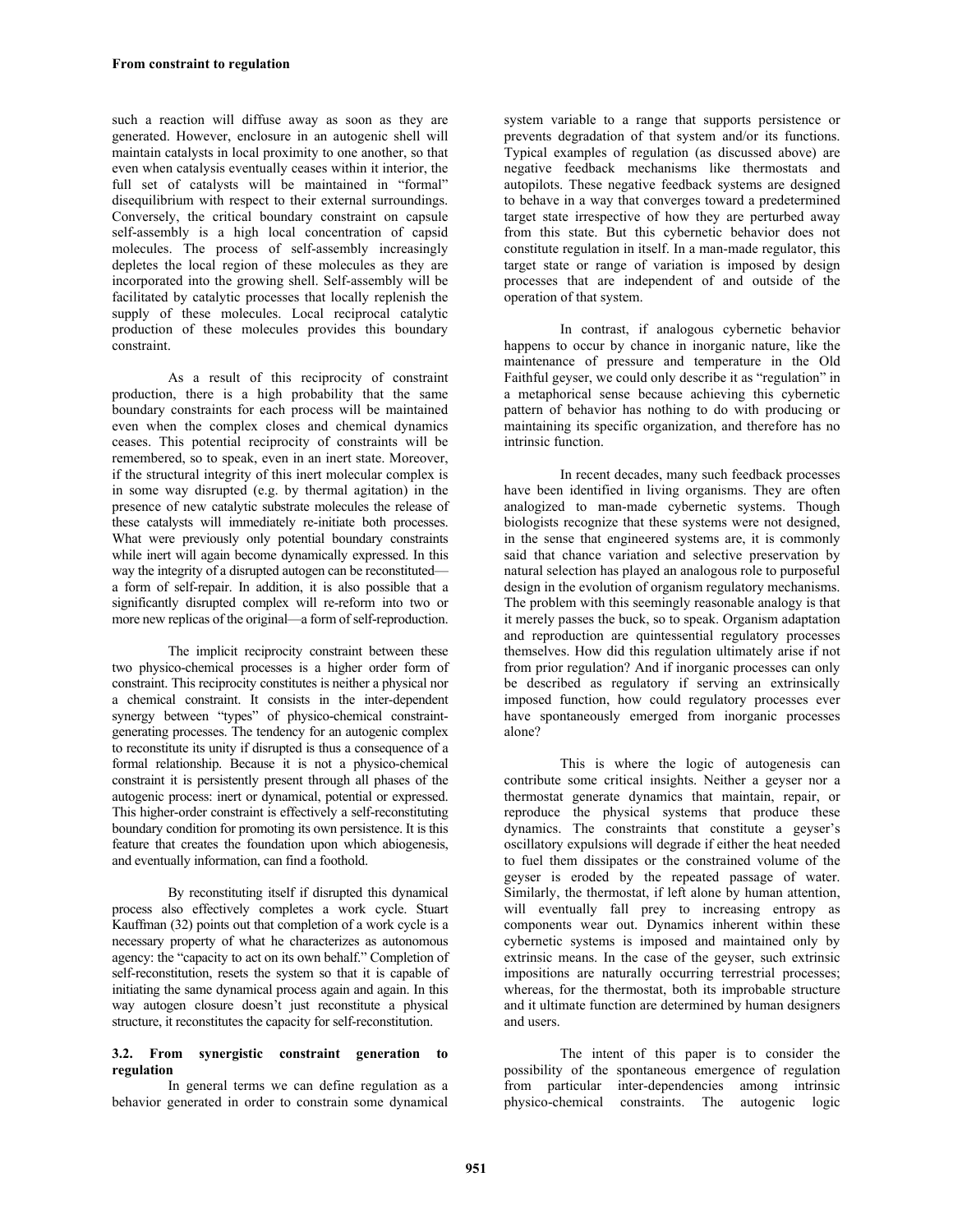such a reaction will diffuse away as soon as they are generated. However, enclosure in an autogenic shell will maintain catalysts in local proximity to one another, so that even when catalysis eventually ceases within it interior, the full set of catalysts will be maintained in "formal" disequilibrium with respect to their external surroundings. Conversely, the critical boundary constraint on capsule self-assembly is a high local concentration of capsid molecules. The process of self-assembly increasingly depletes the local region of these molecules as they are incorporated into the growing shell. Self-assembly will be facilitated by catalytic processes that locally replenish the supply of these molecules. Local reciprocal catalytic production of these molecules provides this boundary constraint.

As a result of this reciprocity of constraint production, there is a high probability that the same boundary constraints for each process will be maintained even when the complex closes and chemical dynamics ceases. This potential reciprocity of constraints will be remembered, so to speak, even in an inert state. Moreover, if the structural integrity of this inert molecular complex is in some way disrupted (e.g. by thermal agitation) in the presence of new catalytic substrate molecules the release of these catalysts will immediately re-initiate both processes. What were previously only potential boundary constraints while inert will again become dynamically expressed. In this way the integrity of a disrupted autogen can be reconstituted—a form of self-repair. In addition, it is also possible that a significantly disrupted complex will re-reform into two or more new replicas of the original—a form of self-reproduction.

The implicit reciprocity constraint between these two physico-chemical processes is a higher order form of constraint. This reciprocity constitutes is neither a physical nor a chemical constraint. It consists in the inter-dependent synergy between "types" of physico-chemical constraint-generating processes. The tendency for an autogenic complex to reconstitute its unity if disrupted is thus a consequence of a formal relationship. Because it is not a physico-chemical constraint it is persistently present through all phases of the autogenic process: inert or dynamical, potential or expressed. This higher-order constraint is effectively a self-reconstituting boundary condition for promoting its own persistence. It is this feature that creates the foundation upon which abiogenesis, and eventually information, can find a foothold.

By reconstituting itself if disrupted this dynamical process also effectively completes a work cycle. Stuart Kauffman (32) points out that completion of a work cycle is a necessary property of what he characterizes as autonomous agency: the "capacity to act on its own behalf." Completion of self-reconstitution, resets the system so that it is capable of initiating the same dynamical process again and again. In this way autogen closure doesn't just reconstitute a physical structure, it reconstitutes the capacity for self-reconstitution.

### 3.2. From synergistic constraint generation to regulation

In general terms we can define regulation as a behavior generated in order to constrain some dynamical system variable to a range that supports persistence or prevents degradation of that system and/or its functions. Typical examples of regulation (as discussed above) are negative feedback mechanisms like thermostats and autopilots. These negative feedback systems are designed to behave in a way that converges toward a predetermined target state irrespective of how they are perturbed away from this state. But this cybernetic behavior does not constitute regulation in itself. In a man-made regulator, this target state or range of variation is imposed by design processes that are independent of and outside of the operation of that system.

In contrast, if analogous cybernetic behavior happens to occur by chance in inorganic nature, like the maintenance of pressure and temperature in the Old Faithful geyser, we could only describe it as "regulation" in a metaphorical sense because achieving this cybernetic pattern of behavior has nothing to do with producing or maintaining its specific organization, and therefore has no intrinsic function.

In recent decades, many such feedback processes have been identified in living organisms. They are often analogized to man-made cybernetic systems. Though biologists recognize that these systems were not designed, in the sense that engineered systems are, it is commonly said that chance variation and selective preservation by natural selection has played an analogous role to purposeful design in the evolution of organism regulatory mechanisms. The problem with this seemingly reasonable analogy is that it merely passes the buck, so to speak. Organism adaptation and reproduction are quintessential regulatory processes themselves. How did this regulation ultimately arise if not from prior regulation? And if inorganic processes can only be described as regulatory if serving an extrinsically imposed function, how could regulatory processes ever have spontaneously emerged from inorganic processes alone?

This is where the logic of autogenesis can contribute some critical insights. Neither a geyser nor a thermostat generate dynamics that maintain, repair, or reproduce the physical systems that produce these dynamics. The constraints that constitute a geyser's oscillatory expulsions will degrade if either the heat needed to fuel them dissipates or the constrained volume of the geyser is eroded by the repeated passage of water. Similarly, the thermostat, if left alone by human attention, will eventually fall prey to increasing entropy as components wear out. Dynamics inherent within these cybernetic systems is imposed and maintained only by extrinsic means. In the case of the geyser, such extrinsic impositions are naturally occurring terrestrial processes; whereas, for the thermostat, both its improbable structure and it ultimate function are determined by human designers and users.

The intent of this paper is to consider the possibility of the spontaneous emergence of regulation from particular inter-dependencies among intrinsic physico-chemical constraints. The autogenic logic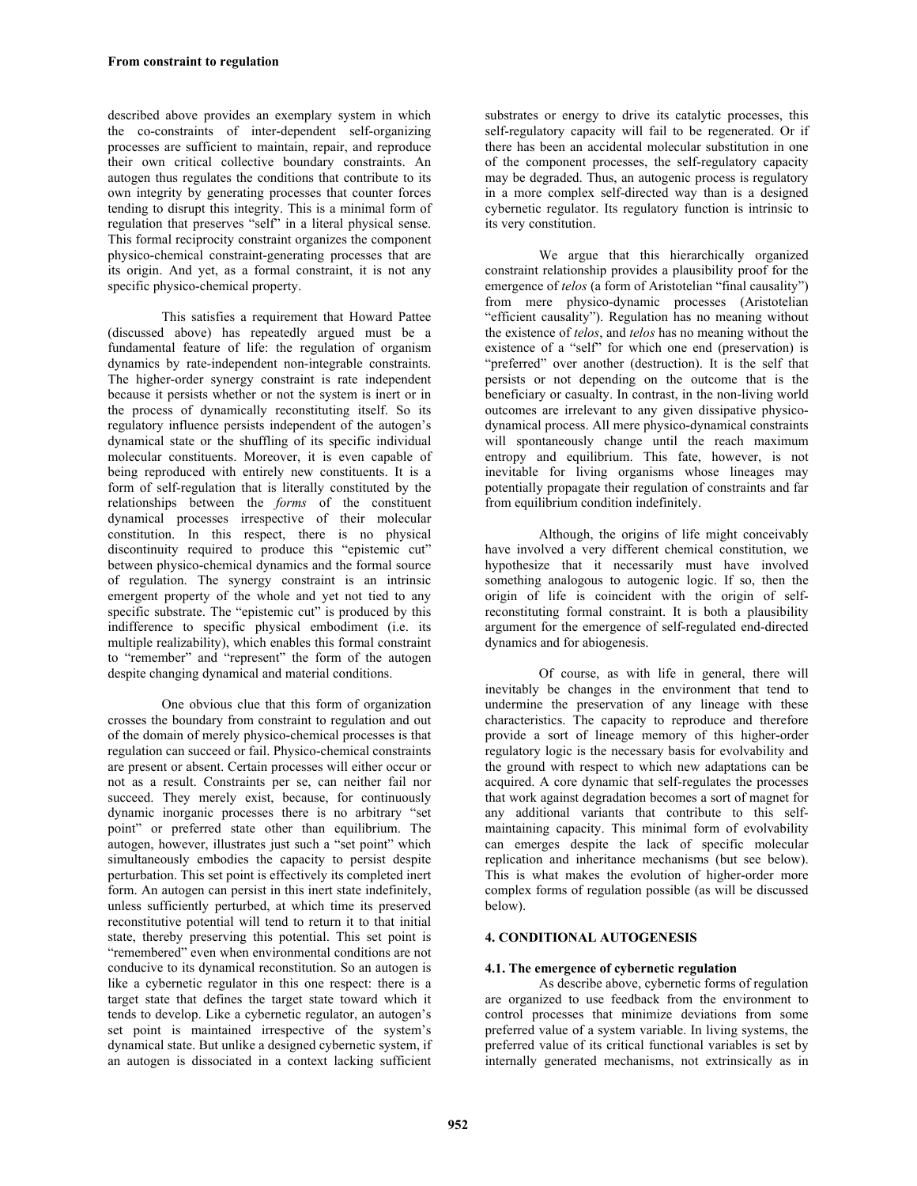described above provides an exemplary system in which the co-constraints of inter-dependent self-organizing processes are sufficient to maintain, repair, and reproduce their own critical collective boundary constraints. An autogen thus regulates the conditions that contribute to its own integrity by generating processes that counter forces tending to disrupt this integrity. This is a minimal form of regulation that preserves "self" in a literal physical sense. This formal reciprocity constraint organizes the component physico-chemical constraint-generating processes that are its origin. And yet, as a formal constraint, it is not any specific physico-chemical property.

This satisfies a requirement that Howard Pattee (discussed above) has repeatedly argued must be a fundamental feature of life: the regulation of organism dynamics by rate-independent non-integrable constraints. The higher-order synergy constraint is rate independent because it persists whether or not the system is inert or in the process of dynamically reconstituting itself. So its regulatory influence persists independent of the autogen's dynamical state or the shuffling of its specific individual molecular constituents. Moreover, it is even capable of being reproduced with entirely new constituents. It is a form of self-regulation that is literally constituted by the relationships between the *forms* of the constituent dynamical processes irrespective of their molecular constitution. In this respect, there is no physical discontinuity required to produce this "epistemic cut" between physico-chemical dynamics and the formal source of regulation. The synergy constraint is an intrinsic emergent property of the whole and yet not tied to any specific substrate. The "epistemic cut" is produced by this indifference to specific physical embodiment (i.e. its multiple realizability), which enables this formal constraint to "remember" and "represent" the form of the autogen despite changing dynamical and material conditions.

One obvious clue that this form of organization crosses the boundary from constraint to regulation and out of the domain of merely physico-chemical processes is that regulation can succeed or fail. Physico-chemical constraints are present or absent. Certain processes will either occur or not as a result. Constraints per se, can neither fail nor succeed. They merely exist, because, for continuously dynamic inorganic processes there is no arbitrary "set point" or preferred state other than equilibrium. The autogen, however, illustrates just such a "set point" which simultaneously embodies the capacity to persist despite perturbation. This set point is effectively its completed inert form. An autogen can persist in this inert state indefinitely, unless sufficiently perturbed, at which time its preserved reconstitutive potential will tend to return it to that initial state, thereby preserving this potential. This set point is "remembered" even when environmental conditions are not conducive to its dynamical reconstitution. So an autogen is like a cybernetic regulator in this one respect: there is a target state that defines the target state toward which it tends to develop. Like a cybernetic regulator, an autogen's set point is maintained irrespective of the system's dynamical state. But unlike a designed cybernetic system, if an autogen is dissociated in a context lacking sufficient substrates or energy to drive its catalytic processes, this self-regulatory capacity will fail to be regenerated. Or if there has been an accidental molecular substitution in one of the component processes, the self-regulatory capacity may be degraded. Thus, an autogenic process is regulatory in a more complex self-directed way than is a designed cybernetic regulator. Its regulatory function is intrinsic to its very constitution.

We argue that this hierarchically organized constraint relationship provides a plausibility proof for the emergence of *telos* (a form of Aristotelian "final causality") from mere physico-dynamic processes (Aristotelian "efficient causality"). Regulation has no meaning without the existence of *telos*, and *telos* has no meaning without the existence of a "self" for which one end (preservation) is "preferred" over another (destruction). It is the self that persists or not depending on the outcome that is the beneficiary or casualty. In contrast, in the non-living world outcomes are irrelevant to any given dissipative physico-dynamical process. All mere physico-dynamical constraints will spontaneously change until the reach maximum entropy and equilibrium. This fate, however, is not inevitable for living organisms whose lineages may potentially propagate their regulation of constraints and far from equilibrium condition indefinitely.

Although, the origins of life might conceivably have involved a very different chemical constitution, we hypothesize that it necessarily must have involved something analogous to autogenic logic. If so, then the origin of life is coincident with the origin of self-reconstituting formal constraint. It is both a plausibility argument for the emergence of self-regulated end-directed dynamics and for abiogenesis.

Of course, as with life in general, there will inevitably be changes in the environment that tend to undermine the preservation of any lineage with these characteristics. The capacity to reproduce and therefore provide a sort of lineage memory of this higher-order regulatory logic is the necessary basis for evolvability and the ground with respect to which new adaptations can be acquired. A core dynamic that self-regulates the processes that work against degradation becomes a sort of magnet for any additional variants that contribute to this self-maintaining capacity. This minimal form of evolvability can emerges despite the lack of specific molecular replication and inheritance mechanisms (but see below). This is what makes the evolution of higher-order more complex forms of regulation possible (as will be discussed below).

## 4. CONDITIONAL AUTOGENESIS

### 4.1. The emergence of cybernetic regulation

As describe above, cybernetic forms of regulation are organized to use feedback from the environment to control processes that minimize deviations from some preferred value of a system variable. In living systems, the preferred value of its critical functional variables is set by internally generated mechanisms, not extrinsically as in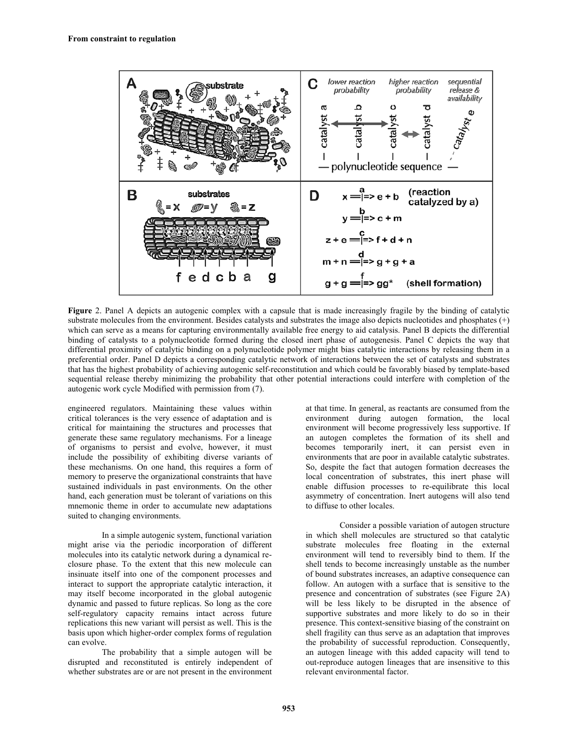A

substrate

B

substrates

= x = y = z

f e d c b a g

C

lower reaction probability

higher reaction probability

sequential release & availability

catalyst a

catalyst b

catalyst c

catalyst d

catalyst e

polynucleotide sequence

D

x =a=> e + b (reaction catalyzed by a)

y =b=> c + m

z + e =c=> f + d + n

m + n =d=> g + g + a

g + g =f=> gg* (shell formation)

**Figure** 2. Panel A depicts an autogenic complex with a capsule that is made increasingly fragile by the binding of catalytic substrate molecules from the environment. Besides catalysts and substrates the image also depicts nucleotides and phosphates (+) which can serve as a means for capturing environmentally available free energy to aid catalysis. Panel B depicts the differential binding of catalysts to a polynucleotide formed during the closed inert phase of autogenesis. Panel C depicts the way that differential proximity of catalytic binding on a polynucleotide polymer might bias catalytic interactions by releasing them in a preferential order. Panel D depicts a corresponding catalytic network of interactions between the set of catalysts and substrates that has the highest probability of achieving autogenic self-reconstitution and which could be favorably biased by template-based sequential release thereby minimizing the probability that other potential interactions could interfere with completion of the autogenic work cycle Modified with permission from (7).

engineered regulators. Maintaining these values within critical tolerances is the very essence of adaptation and is critical for maintaining the structures and processes that generate these same regulatory mechanisms. For a lineage of organisms to persist and evolve, however, it must include the possibility of exhibiting diverse variants of these mechanisms. On one hand, this requires a form of memory to preserve the organizational constraints that have sustained individuals in past environments. On the other hand, each generation must be tolerant of variations on this mnemonic theme in order to accumulate new adaptations suited to changing environments.

In a simple autogenic system, functional variation might arise via the periodic incorporation of different molecules into its catalytic network during a dynamical re-closure phase. To the extent that this new molecule can insinuate itself into one of the component processes and interact to support the appropriate catalytic interaction, it may itself become incorporated in the global autogenic dynamic and passed to future replicas. So long as the core self-regulatory capacity remains intact across future replications this new variant will persist as well. This is the basis upon which higher-order complex forms of regulation can evolve.

The probability that a simple autogen will be disrupted and reconstituted is entirely independent of whether substrates are or are not present in the environment at that time. In general, as reactants are consumed from the environment during autogen formation, the local environment will become progressively less supportive. If an autogen completes the formation of its shell and becomes temporarily inert, it can persist even in environments that are poor in available catalytic substrates. So, despite the fact that autogen formation decreases the local concentration of substrates, this inert phase will enable diffusion processes to re-equilibrate this local asymmetry of concentration. Inert autogens will also tend to diffuse to other locales.

Consider a possible variation of autogen structure in which shell molecules are structured so that catalytic substrate molecules free floating in the external environment will tend to reversibly bind to them. If the shell tends to become increasingly unstable as the number of bound substrates increases, an adaptive consequence can follow. An autogen with a surface that is sensitive to the presence and concentration of substrates (see Figure 2A) will be less likely to be disrupted in the absence of supportive substrates and more likely to do so in their presence. This context-sensitive biasing of the constraint on shell fragility can thus serve as an adaptation that improves the probability of successful reproduction. Consequently, an autogen lineage with this added capacity will tend to out-reproduce autogen lineages that are insensitive to this relevant environmental factor.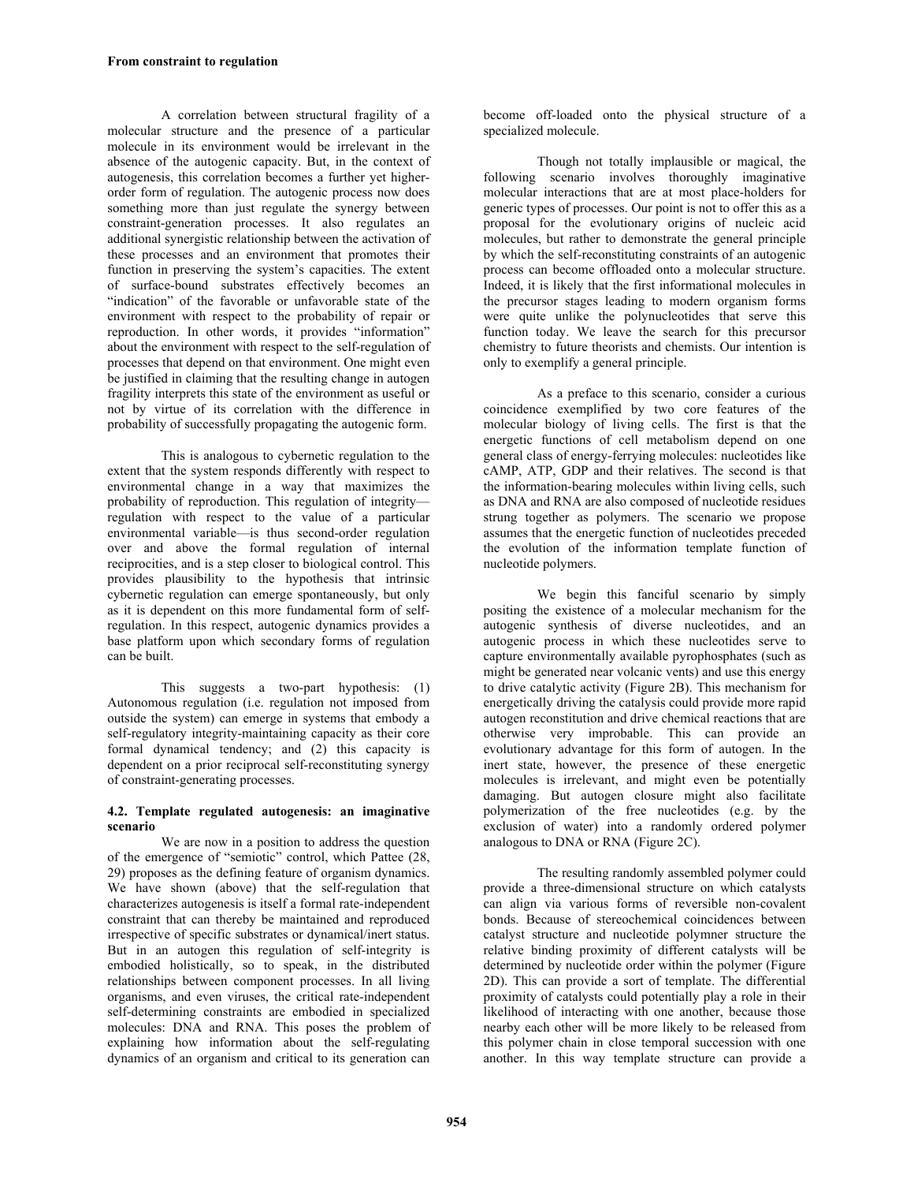A correlation between structural fragility of a molecular structure and the presence of a particular molecule in its environment would be irrelevant in the absence of the autogenic capacity. But, in the context of autogenesis, this correlation becomes a further yet higher-order form of regulation. The autogenic process now does something more than just regulate the synergy between constraint-generation processes. It also regulates an additional synergistic relationship between the activation of these processes and an environment that promotes their function in preserving the system's capacities. The extent of surface-bound substrates effectively becomes an "indication" of the favorable or unfavorable state of the environment with respect to the probability of repair or reproduction. In other words, it provides "information" about the environment with respect to the self-regulation of processes that depend on that environment. One might even be justified in claiming that the resulting change in autogen fragility interprets this state of the environment as useful or not by virtue of its correlation with the difference in probability of successfully propagating the autogenic form.

This is analogous to cybernetic regulation to the extent that the system responds differently with respect to environmental change in a way that maximizes the probability of reproduction. This regulation of integrity—regulation with respect to the value of a particular environmental variable—is thus second-order regulation over and above the formal regulation of internal reciprocities, and is a step closer to biological control. This provides plausibility to the hypothesis that intrinsic cybernetic regulation can emerge spontaneously, but only as it is dependent on this more fundamental form of self-regulation. In this respect, autogenic dynamics provides a base platform upon which secondary forms of regulation can be built.

This suggests a two-part hypothesis: (1) Autonomous regulation (i.e. regulation not imposed from outside the system) can emerge in systems that embody a self-regulatory integrity-maintaining capacity as their core formal dynamical tendency; and (2) this capacity is dependent on a prior reciprocal self-reconstituting synergy of constraint-generating processes.

#### 4.2. Template regulated autogenesis: an imaginative scenario

We are now in a position to address the question of the emergence of "semiotic" control, which Pattee (28, 29) proposes as the defining feature of organism dynamics. We have shown (above) that the self-regulation that characterizes autogenesis is itself a formal rate-independent constraint that can thereby be maintained and reproduced irrespective of specific substrates or dynamical/inert status. But in an autogen this regulation of self-integrity is embodied holistically, so to speak, in the distributed relationships between component processes. In all living organisms, and even viruses, the critical rate-independent self-determining constraints are embodied in specialized molecules: DNA and RNA. This poses the problem of explaining how information about the self-regulating dynamics of an organism and critical to its generation can become off-loaded onto the physical structure of a specialized molecule.

Though not totally implausible or magical, the following scenario involves thoroughly imaginative molecular interactions that are at most place-holders for generic types of processes. Our point is not to offer this as a proposal for the evolutionary origins of nucleic acid molecules, but rather to demonstrate the general principle by which the self-reconstituting constraints of an autogenic process can become offloaded onto a molecular structure. Indeed, it is likely that the first informational molecules in the precursor stages leading to modern organism forms were quite unlike the polynucleotides that serve this function today. We leave the search for this precursor chemistry to future theorists and chemists. Our intention is only to exemplify a general principle.

As a preface to this scenario, consider a curious coincidence exemplified by two core features of the molecular biology of living cells. The first is that the energetic functions of cell metabolism depend on one general class of energy-ferrying molecules: nucleotides like cAMP, ATP, GDP and their relatives. The second is that the information-bearing molecules within living cells, such as DNA and RNA are also composed of nucleotide residues strung together as polymers. The scenario we propose assumes that the energetic function of nucleotides preceded the evolution of the information template function of nucleotide polymers.

We begin this fanciful scenario by simply positing the existence of a molecular mechanism for the autogenic synthesis of diverse nucleotides, and an autogenic process in which these nucleotides serve to capture environmentally available pyrophosphates (such as might be generated near volcanic vents) and use this energy to drive catalytic activity (Figure 2B). This mechanism for energetically driving the catalysis could provide more rapid autogen reconstitution and drive chemical reactions that are otherwise very improbable. This can provide an evolutionary advantage for this form of autogen. In the inert state, however, the presence of these energetic molecules is irrelevant, and might even be potentially damaging. But autogen closure might also facilitate polymerization of the free nucleotides (e.g. by the exclusion of water) into a randomly ordered polymer analogous to DNA or RNA (Figure 2C).

The resulting randomly assembled polymer could provide a three-dimensional structure on which catalysts can align via various forms of reversible non-covalent bonds. Because of stereochemical coincidences between catalyst structure and nucleotide polymner structure the relative binding proximity of different catalysts will be determined by nucleotide order within the polymer (Figure 2D). This can provide a sort of template. The differential proximity of catalysts could potentially play a role in their likelihood of interacting with one another, because those nearby each other will be more likely to be released from this polymer chain in close temporal succession with one another. In this way template structure can provide a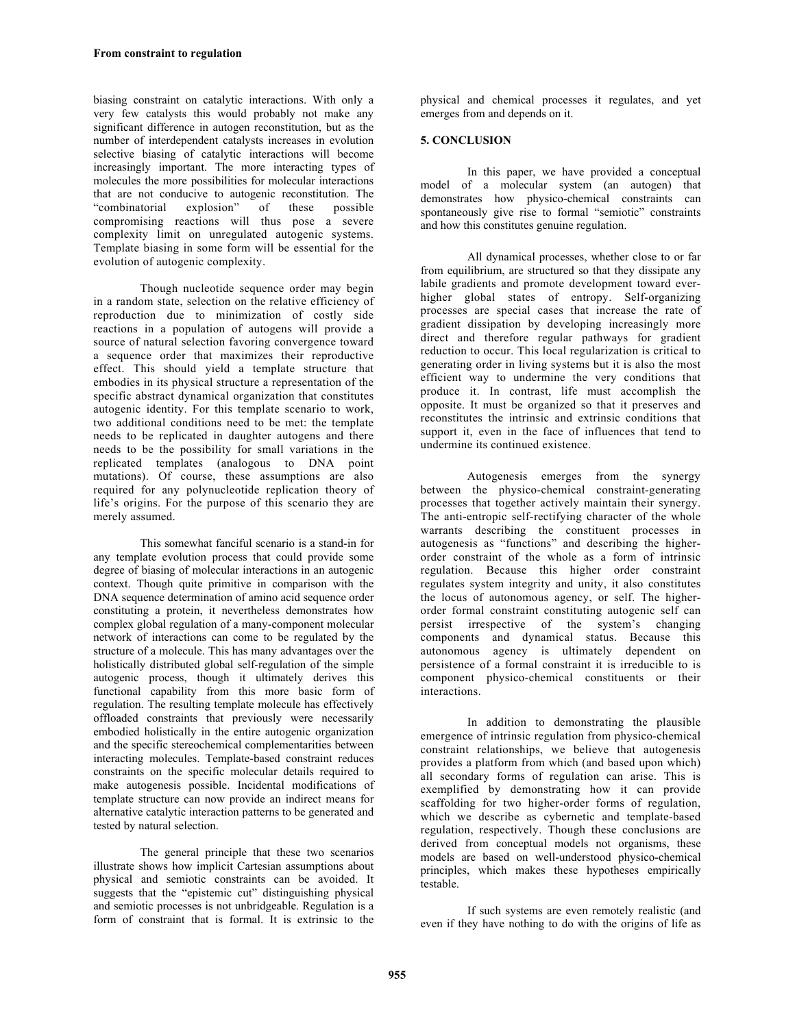biasing constraint on catalytic interactions. With only a very few catalysts this would probably not make any significant difference in autogen reconstitution, but as the number of interdependent catalysts increases in evolution selective biasing of catalytic interactions will become increasingly important. The more interacting types of molecules the more possibilities for molecular interactions that are not conducive to autogenic reconstitution. The "combinatorial explosion" of these possible compromising reactions will thus pose a severe complexity limit on unregulated autogenic systems. Template biasing in some form will be essential for the evolution of autogenic complexity.

Though nucleotide sequence order may begin in a random state, selection on the relative efficiency of reproduction due to minimization of costly side reactions in a population of autogens will provide a source of natural selection favoring convergence toward a sequence order that maximizes their reproductive effect. This should yield a template structure that embodies in its physical structure a representation of the specific abstract dynamical organization that constitutes autogenic identity. For this template scenario to work, two additional conditions need to be met: the template needs to be replicated in daughter autogens and there needs to be the possibility for small variations in the replicated templates (analogous to DNA point mutations). Of course, these assumptions are also required for any polynucleotide replication theory of life's origins. For the purpose of this scenario they are merely assumed.

This somewhat fanciful scenario is a stand-in for any template evolution process that could provide some degree of biasing of molecular interactions in an autogenic context. Though quite primitive in comparison with the DNA sequence determination of amino acid sequence order constituting a protein, it nevertheless demonstrates how complex global regulation of a many-component molecular network of interactions can come to be regulated by the structure of a molecule. This has many advantages over the holistically distributed global self-regulation of the simple autogenic process, though it ultimately derives this functional capability from this more basic form of regulation. The resulting template molecule has effectively offloaded constraints that previously were necessarily embodied holistically in the entire autogenic organization and the specific stereochemical complementarities between interacting molecules. Template-based constraint reduces constraints on the specific molecular details required to make autogenesis possible. Incidental modifications of template structure can now provide an indirect means for alternative catalytic interaction patterns to be generated and tested by natural selection.

The general principle that these two scenarios illustrate shows how implicit Cartesian assumptions about physical and semiotic constraints can be avoided. It suggests that the "epistemic cut" distinguishing physical and semiotic processes is not unbridgeable. Regulation is a form of constraint that is formal. It is extrinsic to the physical and chemical processes it regulates, and yet emerges from and depends on it.

## 5. CONCLUSION

In this paper, we have provided a conceptual model of a molecular system (an autogen) that demonstrates how physico-chemical constraints can spontaneously give rise to formal "semiotic" constraints and how this constitutes genuine regulation.

All dynamical processes, whether close to or far from equilibrium, are structured so that they dissipate any labile gradients and promote development toward ever-higher global states of entropy. Self-organizing processes are special cases that increase the rate of gradient dissipation by developing increasingly more direct and therefore regular pathways for gradient reduction to occur. This local regularization is critical to generating order in living systems but it is also the most efficient way to undermine the very conditions that produce it. In contrast, life must accomplish the opposite. It must be organized so that it preserves and reconstitutes the intrinsic and extrinsic conditions that support it, even in the face of influences that tend to undermine its continued existence.

Autogenesis emerges from the synergy between the physico-chemical constraint-generating processes that together actively maintain their synergy. The anti-entropic self-rectifying character of the whole warrants describing the constituent processes in autogenesis as "functions" and describing the higher-order constraint of the whole as a form of intrinsic regulation. Because this higher order constraint regulates system integrity and unity, it also constitutes the locus of autonomous agency, or self. The higher-order formal constraint constituting autogenic self can persist irrespective of the system's changing components and dynamical status. Because this autonomous agency is ultimately dependent on persistence of a formal constraint it is irreducible to is component physico-chemical constituents or their interactions.

In addition to demonstrating the plausible emergence of intrinsic regulation from physico-chemical constraint relationships, we believe that autogenesis provides a platform from which (and based upon which) all secondary forms of regulation can arise. This is exemplified by demonstrating how it can provide scaffolding for two higher-order forms of regulation, which we describe as cybernetic and template-based regulation, respectively. Though these conclusions are derived from conceptual models not organisms, these models are based on well-understood physico-chemical principles, which makes these hypotheses empirically testable.

If such systems are even remotely realistic (and even if they have nothing to do with the origins of life as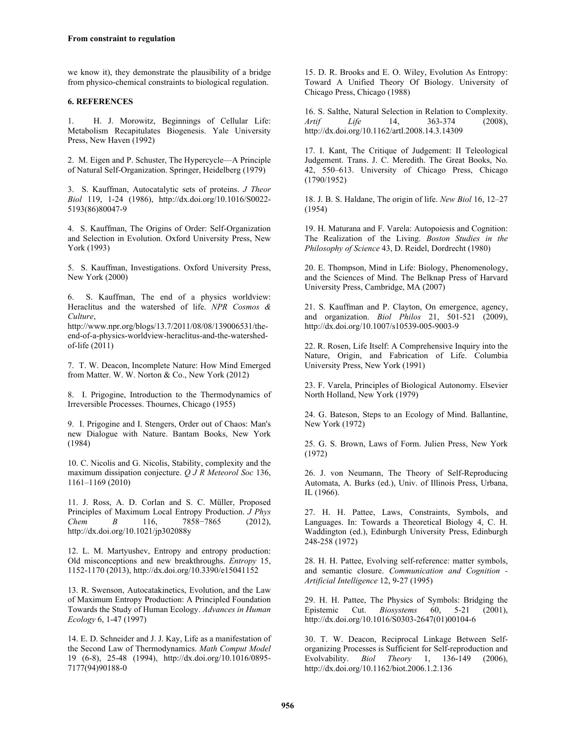we know it), they demonstrate the plausibility of a bridge from physico-chemical constraints to biological regulation.

## 6. REFERENCES

1. H. J. Morowitz, Beginnings of Cellular Life: Metabolism Recapitulates Biogenesis. Yale University Press, New Haven (1992)

2. M. Eigen and P. Schuster, The Hypercycle—A Principle of Natural Self-Organization. Springer, Heidelberg (1979)

3. S. Kauffman, Autocatalytic sets of proteins. *J Theor Biol* 119, 1-24 (1986), http://dx.doi.org/10.1016/S0022-5193(86)80047-9

4. S. Kauffman, The Origins of Order: Self-Organization and Selection in Evolution. Oxford University Press, New York (1993)

5. S. Kauffman, Investigations. Oxford University Press, New York (2000)

6. S. Kauffman, The end of a physics worldview: Heraclitus and the watershed of life. *NPR Cosmos & Culture*, http://www.npr.org/blogs/13.7/2011/08/08/139006531/the-end-of-a-physics-worldview-heraclitus-and-the-watershed-of-life (2011)

7. T. W. Deacon, Incomplete Nature: How Mind Emerged from Matter. W. W. Norton & Co., New York (2012)

8. I. Prigogine, Introduction to the Thermodynamics of Irreversible Processes. Thournes, Chicago (1955)

9. I. Prigogine and I. Stengers, Order out of Chaos: Man's new Dialogue with Nature. Bantam Books, New York (1984)

10. C. Nicolis and G. Nicolis, Stability, complexity and the maximum dissipation conjecture. *Q J R Meteorol Soc* 136, 1161–1169 (2010)

11. J. Ross, A. D. Corlan and S. C. Müller, Proposed Principles of Maximum Local Entropy Production. *J Phys Chem B* 116, 7858−7865 (2012), http://dx.doi.org/10.1021/jp302088y

12. L. M. Martyushev, Entropy and entropy production: Old misconceptions and new breakthroughs. *Entropy* 15, 1152-1170 (2013), http://dx.doi.org/10.3390/e15041152

13. R. Swenson, Autocatakinetics, Evolution, and the Law of Maximum Entropy Production: A Principled Foundation Towards the Study of Human Ecology. *Advances in Human Ecology* 6, 1-47 (1997)

14. E. D. Schneider and J. J. Kay, Life as a manifestation of the Second Law of Thermodynamics. *Math Comput Model* 19 (6-8), 25-48 (1994), http://dx.doi.org/10.1016/0895-7177(94)90188-0

15. D. R. Brooks and E. O. Wiley, Evolution As Entropy: Toward A Unified Theory Of Biology. University of Chicago Press, Chicago (1988)

16. S. Salthe, Natural Selection in Relation to Complexity. *Artif Life* 14, 363-374 (2008), http://dx.doi.org/10.1162/artl.2008.14.3.14309

17. I. Kant, The Critique of Judgement: II Teleological Judgement. Trans. J. C. Meredith. The Great Books, No. 42, 550–613. University of Chicago Press, Chicago (1790/1952)

18. J. B. S. Haldane, The origin of life. *New Biol* 16, 12–27 (1954)

19. H. Maturana and F. Varela: Autopoiesis and Cognition: The Realization of the Living. *Boston Studies in the Philosophy of Science* 43, D. Reidel, Dordrecht (1980)

20. E. Thompson, Mind in Life: Biology, Phenomenology, and the Sciences of Mind. The Belknap Press of Harvard University Press, Cambridge, MA (2007)

21. S. Kauffman and P. Clayton, On emergence, agency, and organization. *Biol Philos* 21, 501-521 (2009), http://dx.doi.org/10.1007/s10539-005-9003-9

22. R. Rosen, Life Itself: A Comprehensive Inquiry into the Nature, Origin, and Fabrication of Life. Columbia University Press, New York (1991)

23. F. Varela, Principles of Biological Autonomy. Elsevier North Holland, New York (1979)

24. G. Bateson, Steps to an Ecology of Mind. Ballantine, New York (1972)

25. G. S. Brown, Laws of Form. Julien Press, New York (1972)

26. J. von Neumann, The Theory of Self-Reproducing Automata, A. Burks (ed.), Univ. of Illinois Press, Urbana, IL (1966).

27. H. H. Pattee, Laws, Constraints, Symbols, and Languages. In: Towards a Theoretical Biology 4, C. H. Waddington (ed.), Edinburgh University Press, Edinburgh 248-258 (1972)

28. H. H. Pattee, Evolving self-reference: matter symbols, and semantic closure. *Communication and Cognition - Artificial Intelligence* 12, 9-27 (1995)

29. H. H. Pattee, The Physics of Symbols: Bridging the Epistemic Cut. *Biosystems* 60, 5-21 (2001), http://dx.doi.org/10.1016/S0303-2647(01)00104-6

30. T. W. Deacon, Reciprocal Linkage Between Self-organizing Processes is Sufficient for Self-reproduction and Evolvability. *Biol Theory* 1, 136-149 (2006), http://dx.doi.org/10.1162/biot.2006.1.2.136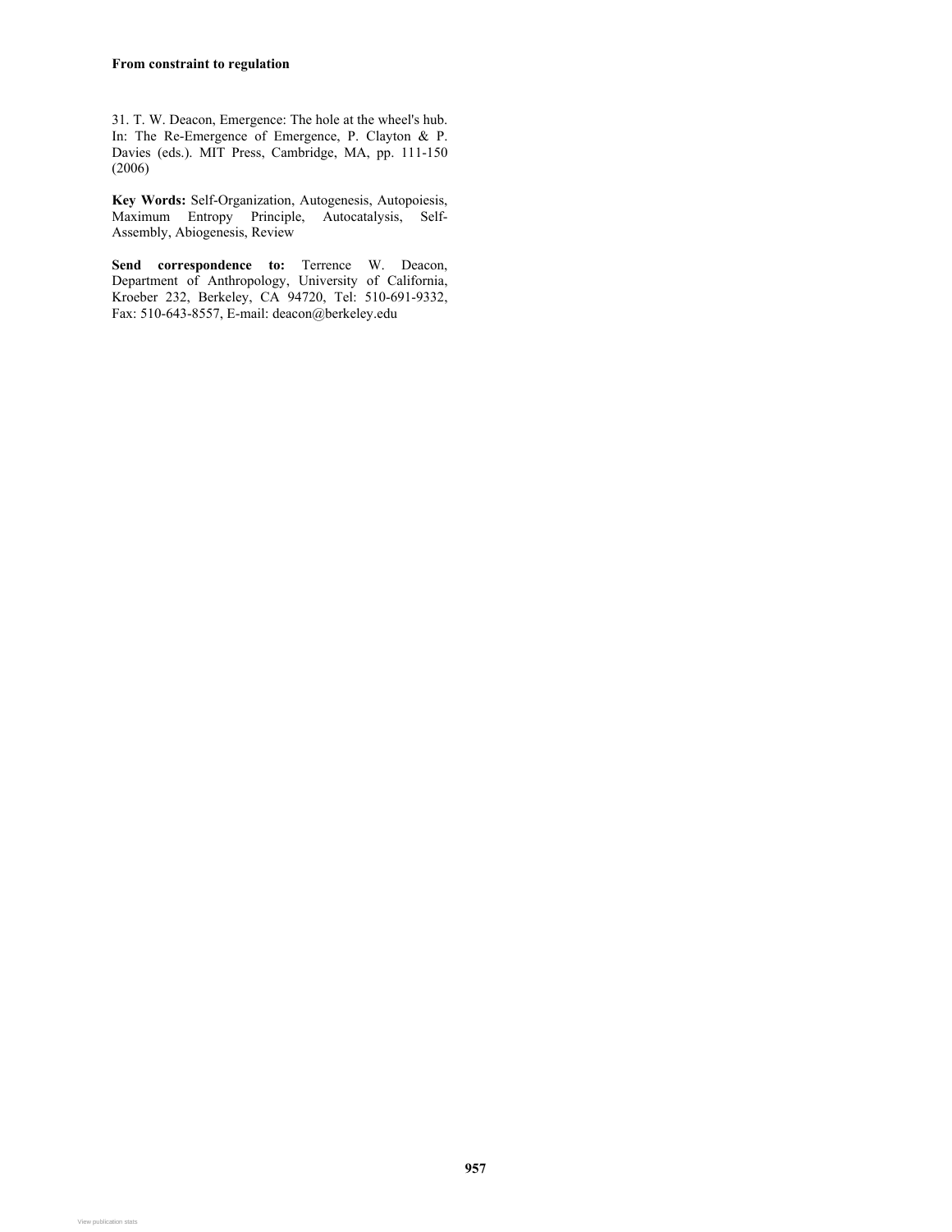31. T. W. Deacon, Emergence: The hole at the wheel's hub. In: The Re-Emergence of Emergence, P. Clayton & P. Davies (eds.). MIT Press, Cambridge, MA, pp. 111-150 (2006)

**Key Words:** Self-Organization, Autogenesis, Autopoiesis, Maximum Entropy Principle, Autocatalysis, Self-Assembly, Abiogenesis, Review

**Send correspondence to:** Terrence W. Deacon, Department of Anthropology, University of California, Kroeber 232, Berkeley, CA 94720, Tel: 510-691-9332, Fax: 510-643-8557, E-mail: deacon@berkeley.edu